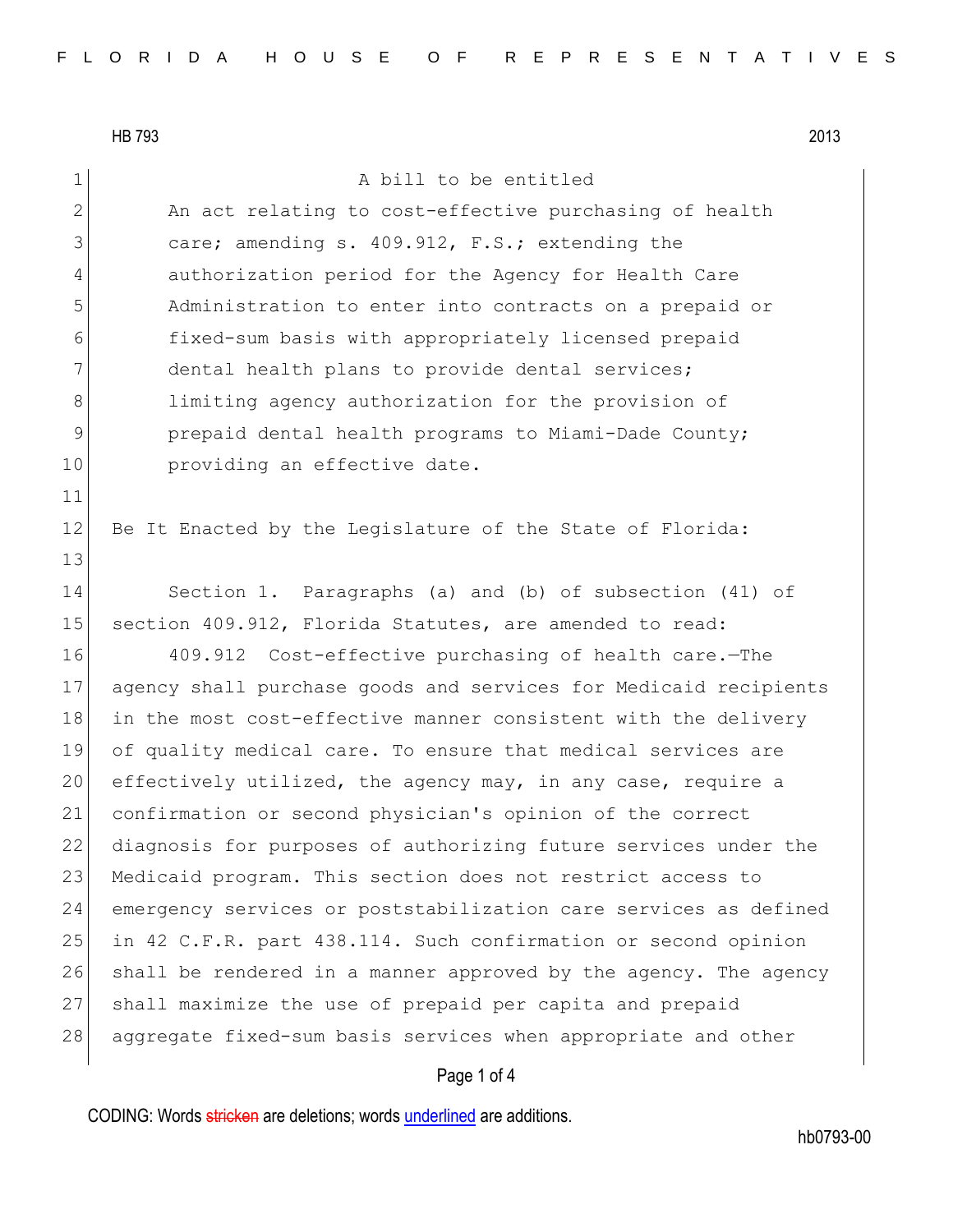HB 793 2013

A bill to be entitled

An act relating to cost-effective purchasing of health care; amending s. 409.912, F.S.; extending the authorization period for the Agency for Health Care Administration to enter into contracts on a prepaid or fixed-sum basis with appropriately licensed prepaid dental health plans to provide dental services; limiting agency authorization for the provision of prepaid dental health programs to Miami-Dade County; providing an effective date.

Be It Enacted by the Legislature of the State of Florida:

Section 1. Paragraphs (a) and (b) of subsection (41) of section 409.912, Florida Statutes, are amended to read:

409.912 Cost-effective purchasing of health care.—The agency shall purchase goods and services for Medicaid recipients in the most cost-effective manner consistent with the delivery of quality medical care. To ensure that medical services are effectively utilized, the agency may, in any case, require a confirmation or second physician's opinion of the correct diagnosis for purposes of authorizing future services under the Medicaid program. This section does not restrict access to emergency services or poststabilization care services as defined in 42 C.F.R. part 438.114. Such confirmation or second opinion shall be rendered in a manner approved by the agency. The agency shall maximize the use of prepaid per capita and prepaid aggregate fixed-sum basis services when appropriate and other

CODING: Words stricken are deletions; words underlined are additions.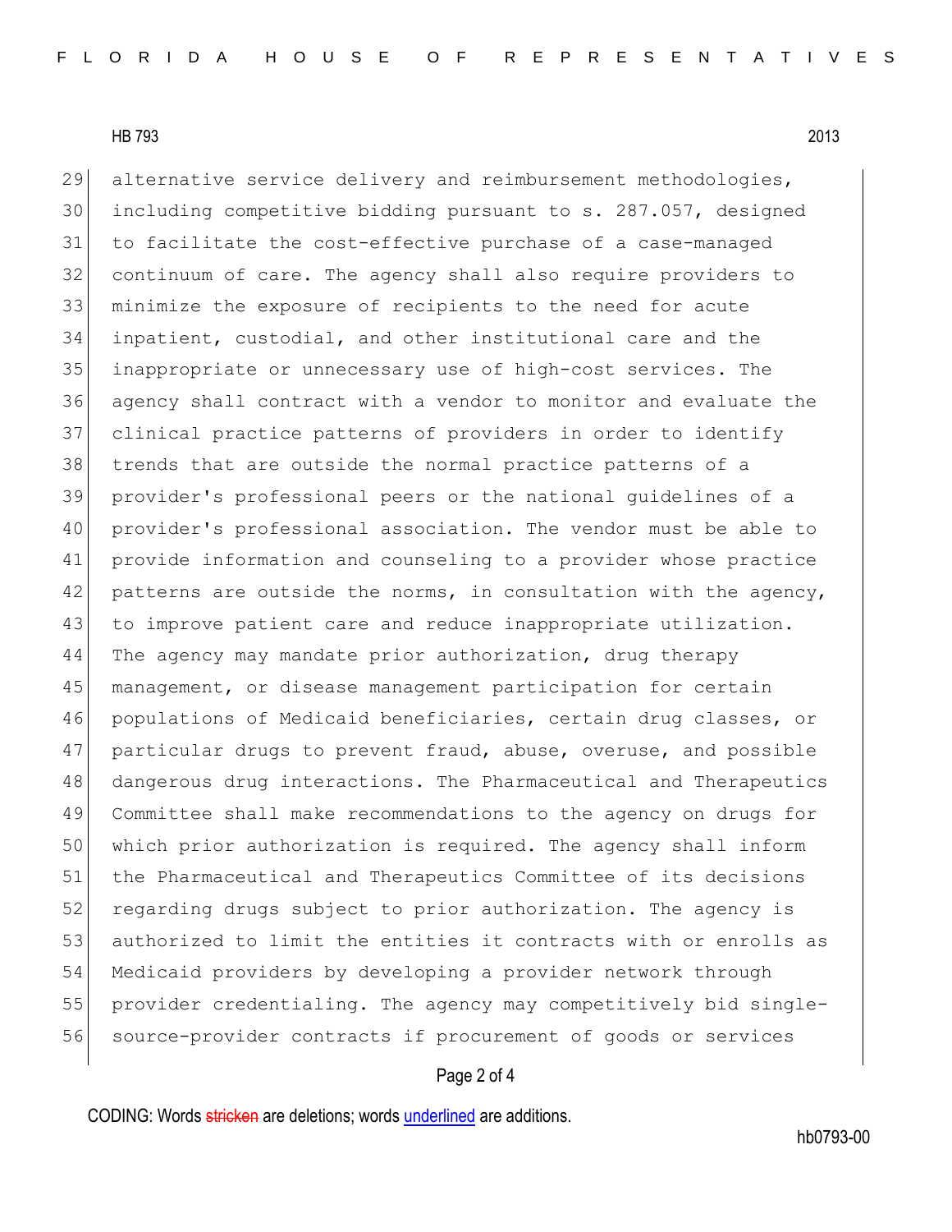alternative service delivery and reimbursement methodologies, including competitive bidding pursuant to s. 287.057, designed to facilitate the cost-effective purchase of a case-managed continuum of care. The agency shall also require providers to minimize the exposure of recipients to the need for acute inpatient, custodial, and other institutional care and the inappropriate or unnecessary use of high-cost services. The agency shall contract with a vendor to monitor and evaluate the clinical practice patterns of providers in order to identify trends that are outside the normal practice patterns of a provider's professional peers or the national guidelines of a provider's professional association. The vendor must be able to provide information and counseling to a provider whose practice patterns are outside the norms, in consultation with the agency, to improve patient care and reduce inappropriate utilization. The agency may mandate prior authorization, drug therapy management, or disease management participation for certain populations of Medicaid beneficiaries, certain drug classes, or particular drugs to prevent fraud, abuse, overuse, and possible dangerous drug interactions. The Pharmaceutical and Therapeutics Committee shall make recommendations to the agency on drugs for which prior authorization is required. The agency shall inform the Pharmaceutical and Therapeutics Committee of its decisions regarding drugs subject to prior authorization. The agency is authorized to limit the entities it contracts with or enrolls as Medicaid providers by developing a provider network through provider credentialing. The agency may competitively bid single-source-provider contracts if procurement of goods or services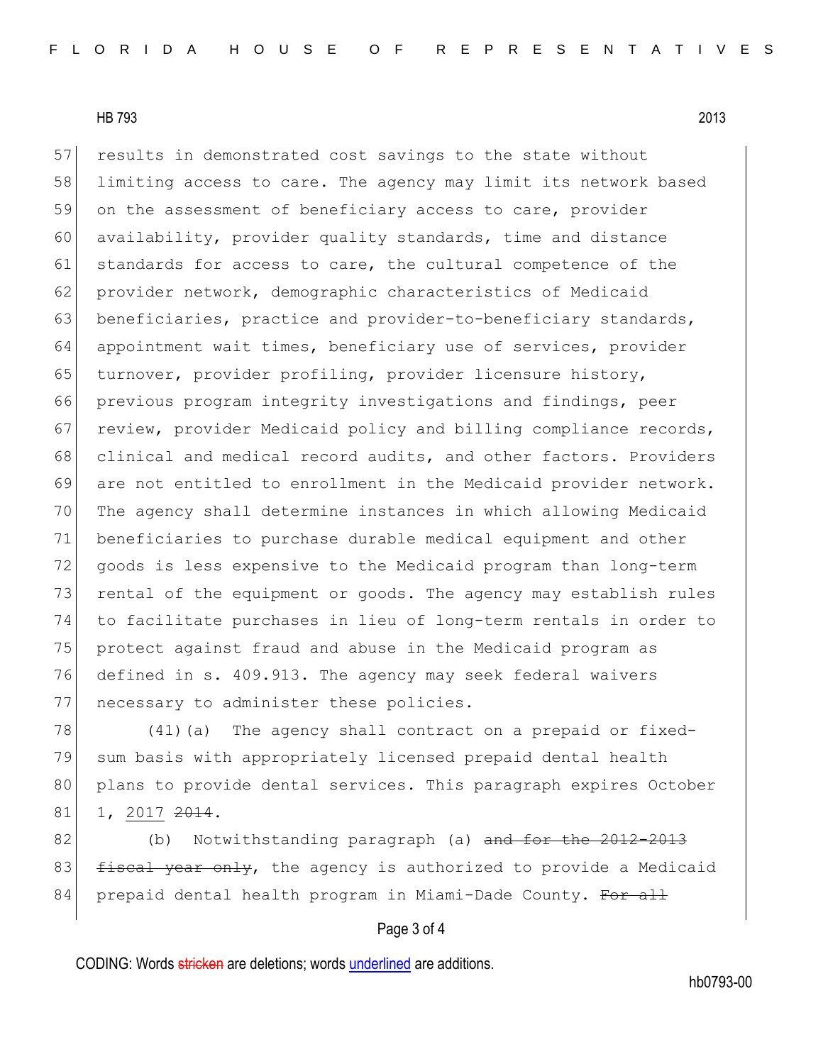results in demonstrated cost savings to the state without limiting access to care. The agency may limit its network based on the assessment of beneficiary access to care, provider availability, provider quality standards, time and distance standards for access to care, the cultural competence of the provider network, demographic characteristics of Medicaid beneficiaries, practice and provider-to-beneficiary standards, appointment wait times, beneficiary use of services, provider turnover, provider profiling, provider licensure history, previous program integrity investigations and findings, peer review, provider Medicaid policy and billing compliance records, clinical and medical record audits, and other factors. Providers are not entitled to enrollment in the Medicaid provider network. The agency shall determine instances in which allowing Medicaid beneficiaries to purchase durable medical equipment and other goods is less expensive to the Medicaid program than long-term rental of the equipment or goods. The agency may establish rules to facilitate purchases in lieu of long-term rentals in order to protect against fraud and abuse in the Medicaid program as defined in s. 409.913. The agency may seek federal waivers necessary to administer these policies.

(41)(a) The agency shall contract on a prepaid or fixed-sum basis with appropriately licensed prepaid dental health plans to provide dental services. This paragraph expires October 1, <u>2017</u> ~~2014~~.

(b) Notwithstanding paragraph (a) ~~and for the 2012-2013 fiscal year only~~, the agency is authorized to provide a Medicaid prepaid dental health program in Miami-Dade County. ~~For all~~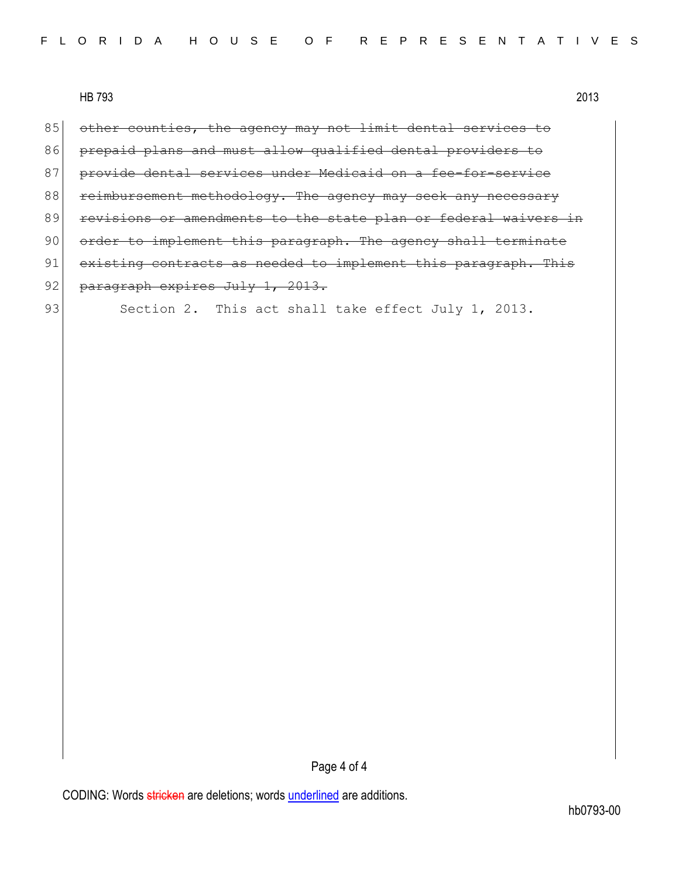85 ~~other counties, the agency may not limit dental services to~~
86 ~~prepaid plans and must allow qualified dental providers to~~
87 ~~provide dental services under Medicaid on a fee-for-service~~
88 ~~reimbursement methodology. The agency may seek any necessary~~
89 ~~revisions or amendments to the state plan or federal waivers in~~
90 ~~order to implement this paragraph. The agency shall terminate~~
91 ~~existing contracts as needed to implement this paragraph. This~~
92 ~~paragraph expires July 1, 2013.~~
93 Section 2. This act shall take effect July 1, 2013.

CODING: Words ~~stricken~~ are deletions; words underlined are additions.

hb0793-00